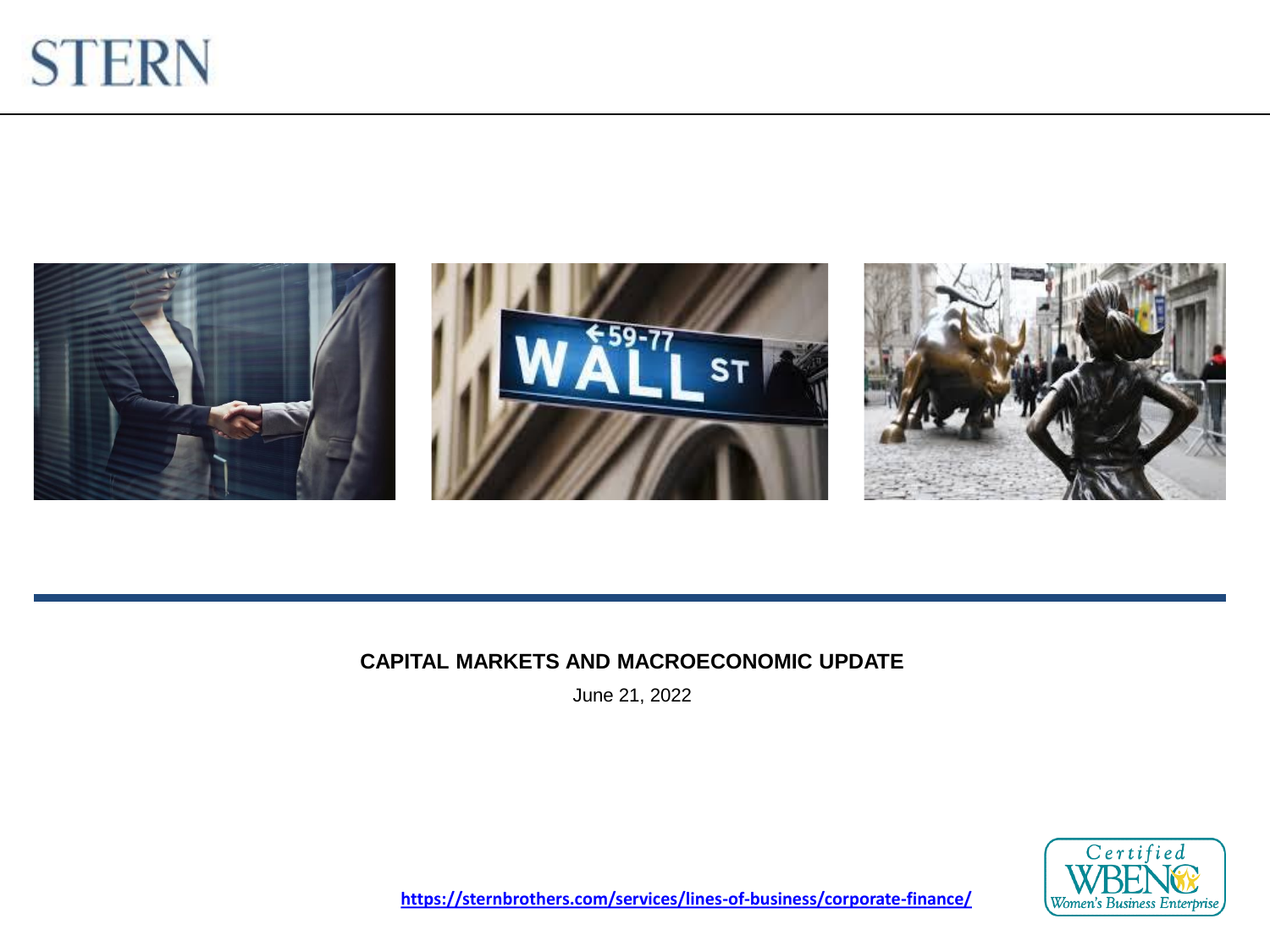STERN

# CAPITAL MARKETS AND MACROECONOMIC UPDATE

June 21, 2022

https://sternbrothers.com/services/lines-of-business/corporate-finance/

Certified WBENC Women's Business Enterprise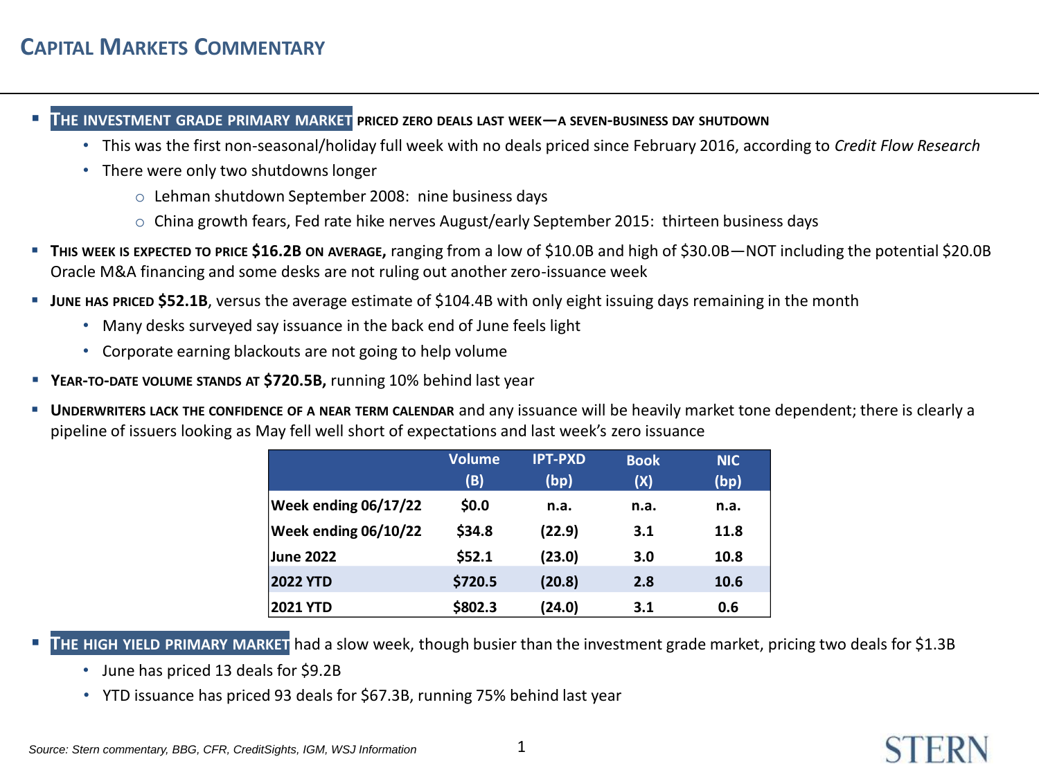# Capital Markets Commentary

- **THE INVESTMENT GRADE PRIMARY MARKET PRICED ZERO DEALS LAST WEEK—A SEVEN-BUSINESS DAY SHUTDOWN**
  - This was the first non-seasonal/holiday full week with no deals priced since February 2016, according to *Credit Flow Research*
  - There were only two shutdowns longer
    - Lehman shutdown September 2008: nine business days
    - China growth fears, Fed rate hike nerves August/early September 2015: thirteen business days
- **THIS WEEK IS EXPECTED TO PRICE $16.2B ON AVERAGE,** ranging from a low of $10.0B and high of $30.0B—NOT including the potential $20.0B Oracle M&A financing and some desks are not ruling out another zero-issuance week
- **JUNE HAS PRICED $52.1B**, versus the average estimate of $104.4B with only eight issuing days remaining in the month
  - Many desks surveyed say issuance in the back end of June feels light
  - Corporate earning blackouts are not going to help volume
- **YEAR-TO-DATE VOLUME STANDS AT $720.5B,** running 10% behind last year
- **UNDERWRITERS LACK THE CONFIDENCE OF A NEAR TERM CALENDAR** and any issuance will be heavily market tone dependent; there is clearly a pipeline of issuers looking as May fell well short of expectations and last week's zero issuance

| | Volume (B) | IPT-PXD (bp) | Book (X) | NIC (bp) |
|---|---|---|---|---|
| Week ending 06/17/22 | $0.0 | n.a. | n.a. | n.a. |
| Week ending 06/10/22 | $34.8 | (22.9) | 3.1 | 11.8 |
| June 2022 | $52.1 | (23.0) | 3.0 | 10.8 |
| 2022 YTD | $720.5 | (20.8) | 2.8 | 10.6 |
| 2021 YTD | $802.3 | (24.0) | 3.1 | 0.6 |

- **THE HIGH YIELD PRIMARY MARKET** had a slow week, though busier than the investment grade market, pricing two deals for $1.3B
  - June has priced 13 deals for $9.2B
  - YTD issuance has priced 93 deals for $67.3B, running 75% behind last year

*Source: Stern commentary, BBG, CFR, CreditSights, IGM, WSJ Information*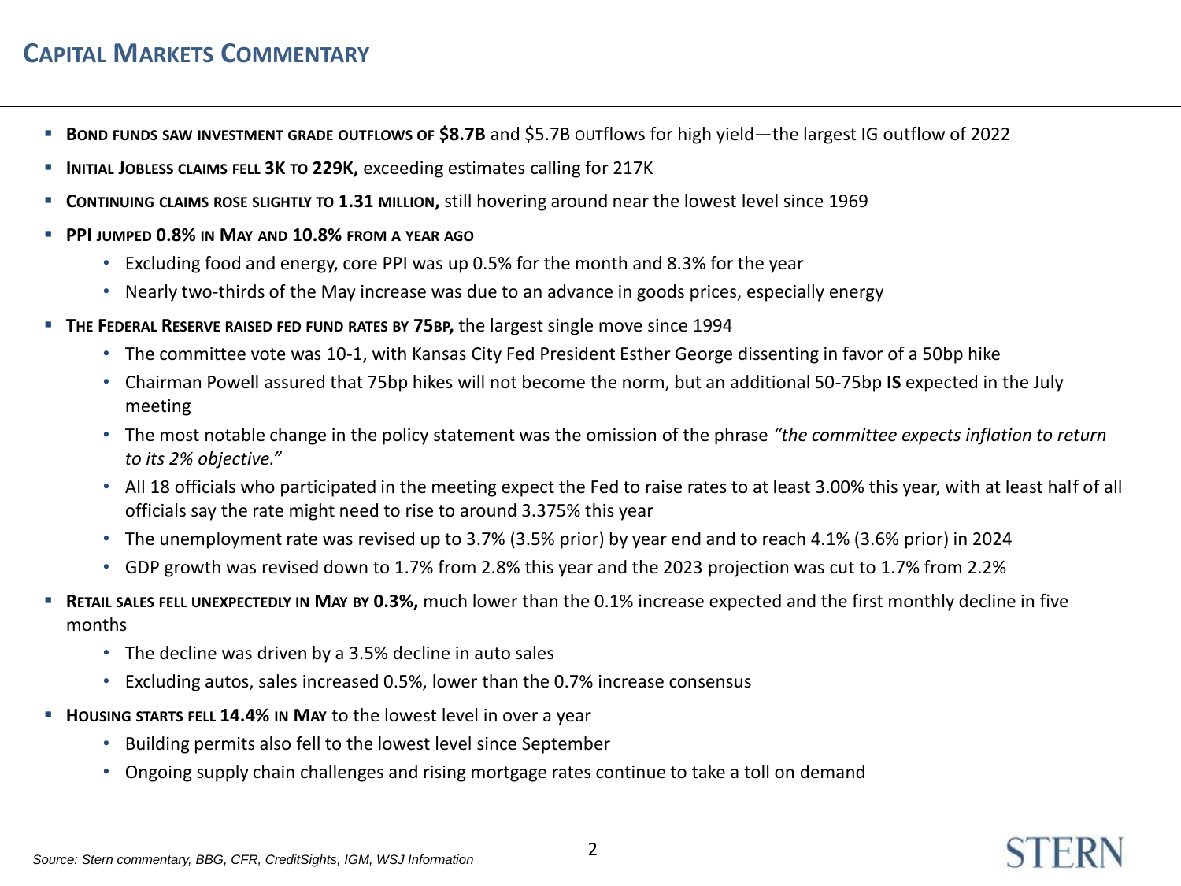## CAPITAL MARKETS COMMENTARY

- **BOND FUNDS SAW INVESTMENT GRADE OUTFLOWS OF $8.7B** and $5.7B OUTflows for high yield—the largest IG outflow of 2022
- **INITIAL JOBLESS CLAIMS FELL 3K TO 229K,** exceeding estimates calling for 217K
- **CONTINUING CLAIMS ROSE SLIGHTLY TO 1.31 MILLION,** still hovering around near the lowest level since 1969
- **PPI JUMPED 0.8% IN MAY AND 10.8% FROM A YEAR AGO**
  - Excluding food and energy, core PPI was up 0.5% for the month and 8.3% for the year
  - Nearly two-thirds of the May increase was due to an advance in goods prices, especially energy
- **THE FEDERAL RESERVE RAISED FED FUND RATES BY 75BP,** the largest single move since 1994
  - The committee vote was 10-1, with Kansas City Fed President Esther George dissenting in favor of a 50bp hike
  - Chairman Powell assured that 75bp hikes will not become the norm, but an additional 50-75bp **IS** expected in the July meeting
  - The most notable change in the policy statement was the omission of the phrase *"the committee expects inflation to return to its 2% objective."*
  - All 18 officials who participated in the meeting expect the Fed to raise rates to at least 3.00% this year, with at least half of all officials say the rate might need to rise to around 3.375% this year
  - The unemployment rate was revised up to 3.7% (3.5% prior) by year end and to reach 4.1% (3.6% prior) in 2024
  - GDP growth was revised down to 1.7% from 2.8% this year and the 2023 projection was cut to 1.7% from 2.2%
- **RETAIL SALES FELL UNEXPECTEDLY IN MAY BY 0.3%,** much lower than the 0.1% increase expected and the first monthly decline in five months
  - The decline was driven by a 3.5% decline in auto sales
  - Excluding autos, sales increased 0.5%, lower than the 0.7% increase consensus
- **HOUSING STARTS FELL 14.4% IN MAY** to the lowest level in over a year
  - Building permits also fell to the lowest level since September
  - Ongoing supply chain challenges and rising mortgage rates continue to take a toll on demand

*Source: Stern commentary, BBG, CFR, CreditSights, IGM, WSJ Information*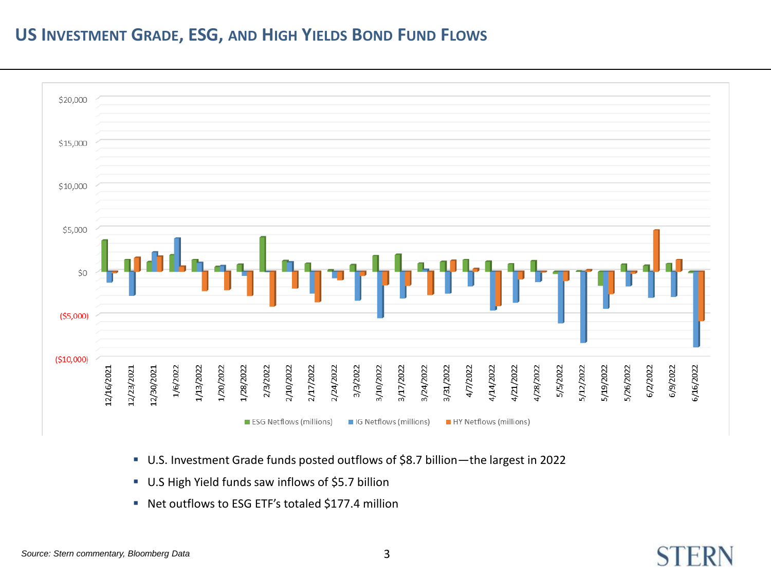# US Investment Grade, ESG, and High Yields Bond Fund Flows

- U.S. Investment Grade funds posted outflows of $8.7 billion—the largest in 2022
- U.S High Yield funds saw inflows of $5.7 billion
- Net outflows to ESG ETF's totaled $177.4 million

*Source: Stern commentary, Bloomberg Data*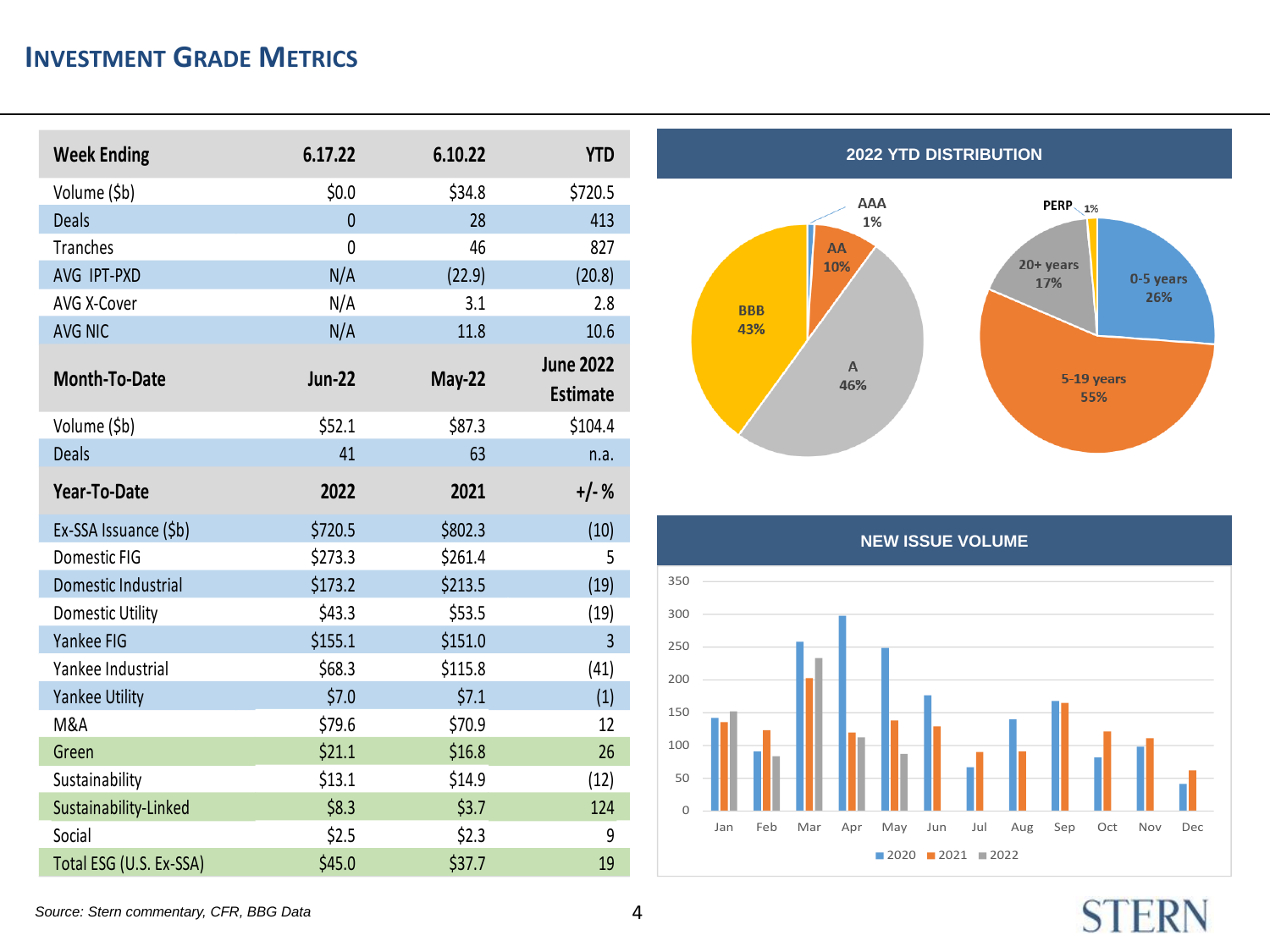# INVESTMENT GRADE METRICS

| Week Ending | 6.17.22 | 6.10.22 | YTD |
| --- | --- | --- | --- |
| Volume ($b) | $0.0 | $34.8 | $720.5 |
| Deals | 0 | 28 | 413 |
| Tranches | 0 | 46 | 827 |
| AVG IPT-PXD | N/A | (22.9) | (20.8) |
| AVG X-Cover | N/A | 3.1 | 2.8 |
| AVG NIC | N/A | 11.8 | 10.6 |
| **Month-To-Date** | **Jun-22** | **May-22** | **June 2022 Estimate** |
| Volume ($b) | $52.1 | $87.3 | $104.4 |
| Deals | 41 | 63 | n.a. |
| **Year-To-Date** | **2022** | **2021** | **+/- %** |
| Ex-SSA Issuance ($b) | $720.5 | $802.3 | (10) |
| Domestic FIG | $273.3 | $261.4 | 5 |
| Domestic Industrial | $173.2 | $213.5 | (19) |
| Domestic Utility | $43.3 | $53.5 | (19) |
| Yankee FIG | $155.1 | $151.0 | 3 |
| Yankee Industrial | $68.3 | $115.8 | (41) |
| Yankee Utility | $7.0 | $7.1 | (1) |
| M&A | $79.6 | $70.9 | 12 |
| Green | $21.1 | $16.8 | 26 |
| Sustainability | $13.1 | $14.9 | (12) |
| Sustainability-Linked | $8.3 | $3.7 | 124 |
| Social | $2.5 | $2.3 | 9 |
| Total ESG (U.S. Ex-SSA) | $45.0 | $37.7 | 19 |

## 2022 YTD DISTRIBUTION

| Rating | Share |
| --- | --- |
| AAA | 1% |
| AA | 10% |
| A | 46% |
| BBB | 43% |

| Maturity | Share |
| --- | --- |
| 0-5 years | 26% |
| 5-19 years | 55% |
| 20+ years | 17% |
| PERP | 1% |

## NEW ISSUE VOLUME

Legend: 2020, 2021, 2022 (monthly volume, Jan–Dec; y-axis 0–350)

*Source: Stern commentary, CFR, BBG Data*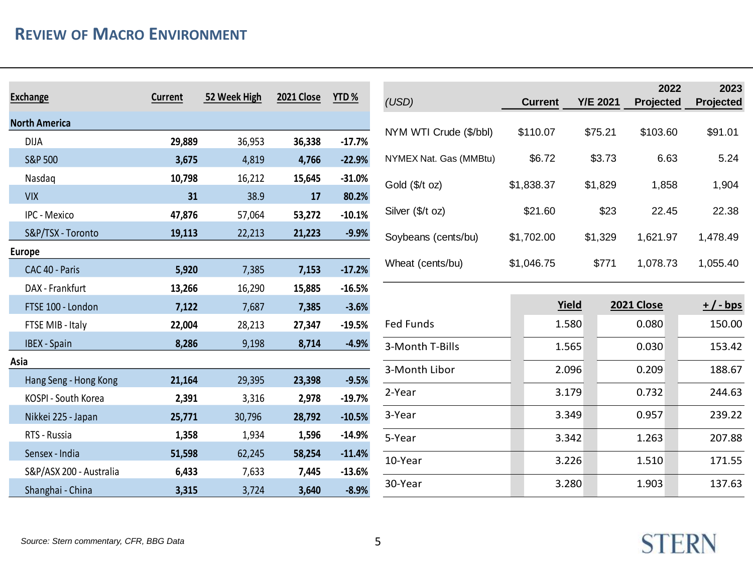## Review of Macro Environment

| Exchange | Current | 52 Week High | 2021 Close | YTD % |
|---|---|---|---|---|
| **North America** | | | | |
| DJIA | **29,889** | 36,953 | **36,338** | **-17.7%** |
| S&P 500 | **3,675** | 4,819 | **4,766** | **-22.9%** |
| Nasdaq | **10,798** | 16,212 | **15,645** | **-31.0%** |
| VIX | **31** | 38.9 | **17** | **80.2%** |
| IPC - Mexico | **47,876** | 57,064 | **53,272** | **-10.1%** |
| S&P/TSX - Toronto | **19,113** | 22,213 | **21,223** | **-9.9%** |
| **Europe** | | | | |
| CAC 40 - Paris | **5,920** | 7,385 | **7,153** | **-17.2%** |
| DAX - Frankfurt | **13,266** | 16,290 | **15,885** | **-16.5%** |
| FTSE 100 - London | **7,122** | 7,687 | **7,385** | **-3.6%** |
| FTSE MIB - Italy | **22,004** | 28,213 | **27,347** | **-19.5%** |
| IBEX - Spain | **8,286** | 9,198 | **8,714** | **-4.9%** |
| **Asia** | | | | |
| Hang Seng - Hong Kong | **21,164** | 29,395 | **23,398** | **-9.5%** |
| KOSPI - South Korea | **2,391** | 3,316 | **2,978** | **-19.7%** |
| Nikkei 225 - Japan | **25,771** | 30,796 | **28,792** | **-10.5%** |
| RTS - Russia | **1,358** | 1,934 | **1,596** | **-14.9%** |
| Sensex - India | **51,598** | 62,245 | **58,254** | **-11.4%** |
| S&P/ASX 200 - Australia | **6,433** | 7,633 | **7,445** | **-13.6%** |
| Shanghai - China | **3,315** | 3,724 | **3,640** | **-8.9%** |

| *(USD)* | Current | Y/E 2021 | 2022 Projected | 2023 Projected |
|---|---|---|---|---|
| NYM WTI Crude ($/bbl) | $110.07 | $75.21 | $103.60 | $91.01 |
| NYMEX Nat. Gas (MMBtu) | $6.72 | $3.73 | 6.63 | 5.24 |
| Gold ($/t oz) | $1,838.37 | $1,829 | 1,858 | 1,904 |
| Silver ($/t oz) | $21.60 | $23 | 22.45 | 22.38 |
| Soybeans (cents/bu) | $1,702.00 | $1,329 | 1,621.97 | 1,478.49 |
| Wheat (cents/bu) | $1,046.75 | $771 | 1,078.73 | 1,055.40 |

| | Yield | 2021 Close | + / - bps |
|---|---|---|---|
| Fed Funds | 1.580 | 0.080 | 150.00 |
| 3-Month T-Bills | 1.565 | 0.030 | 153.42 |
| 3-Month Libor | 2.096 | 0.209 | 188.67 |
| 2-Year | 3.179 | 0.732 | 244.63 |
| 3-Year | 3.349 | 0.957 | 239.22 |
| 5-Year | 3.342 | 1.263 | 207.88 |
| 10-Year | 3.226 | 1.510 | 171.55 |
| 30-Year | 3.280 | 1.903 | 137.63 |

*Source: Stern commentary, CFR, BBG Data*

STERN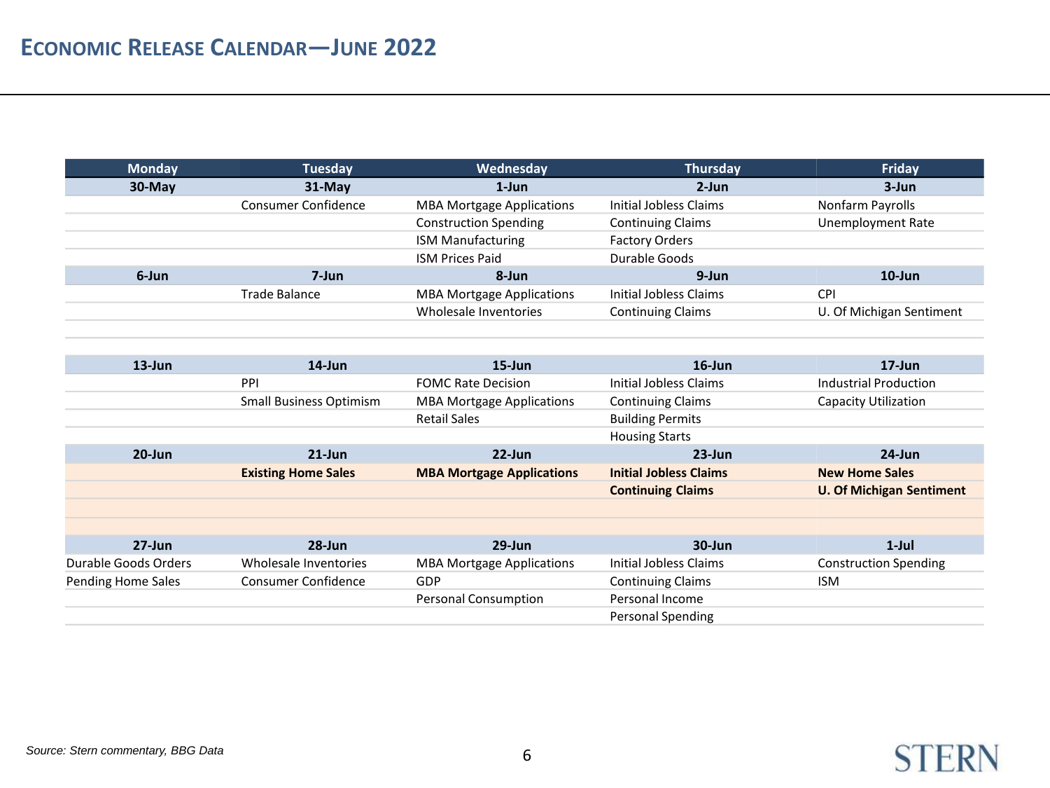# ECONOMIC RELEASE CALENDAR—JUNE 2022

| Monday | Tuesday | Wednesday | Thursday | Friday |
|---|---|---|---|---|
| **30-May** | **31-May** | **1-Jun** | **2-Jun** | **3-Jun** |
| | Consumer Confidence | MBA Mortgage Applications | Initial Jobless Claims | Nonfarm Payrolls |
| | | Construction Spending | Continuing Claims | Unemployment Rate |
| | | ISM Manufacturing | Factory Orders | |
| | | ISM Prices Paid | Durable Goods | |
| **6-Jun** | **7-Jun** | **8-Jun** | **9-Jun** | **10-Jun** |
| | Trade Balance | MBA Mortgage Applications | Initial Jobless Claims | CPI |
| | | Wholesale Inventories | Continuing Claims | U. Of Michigan Sentiment |
| **13-Jun** | **14-Jun** | **15-Jun** | **16-Jun** | **17-Jun** |
| | PPI | FOMC Rate Decision | Initial Jobless Claims | Industrial Production |
| | Small Business Optimism | MBA Mortgage Applications | Continuing Claims | Capacity Utilization |
| | | Retail Sales | Building Permits | |
| | | | Housing Starts | |
| **20-Jun** | **21-Jun** | **22-Jun** | **23-Jun** | **24-Jun** |
| | **Existing Home Sales** | **MBA Mortgage Applications** | **Initial Jobless Claims** | **New Home Sales** |
| | | | **Continuing Claims** | **U. Of Michigan Sentiment** |
| **27-Jun** | **28-Jun** | **29-Jun** | **30-Jun** | **1-Jul** |
| Durable Goods Orders | Wholesale Inventories | MBA Mortgage Applications | Initial Jobless Claims | Construction Spending |
| Pending Home Sales | Consumer Confidence | GDP | Continuing Claims | ISM |
| | | Personal Consumption | Personal Income | |
| | | | Personal Spending | |

*Source: Stern commentary, BBG Data*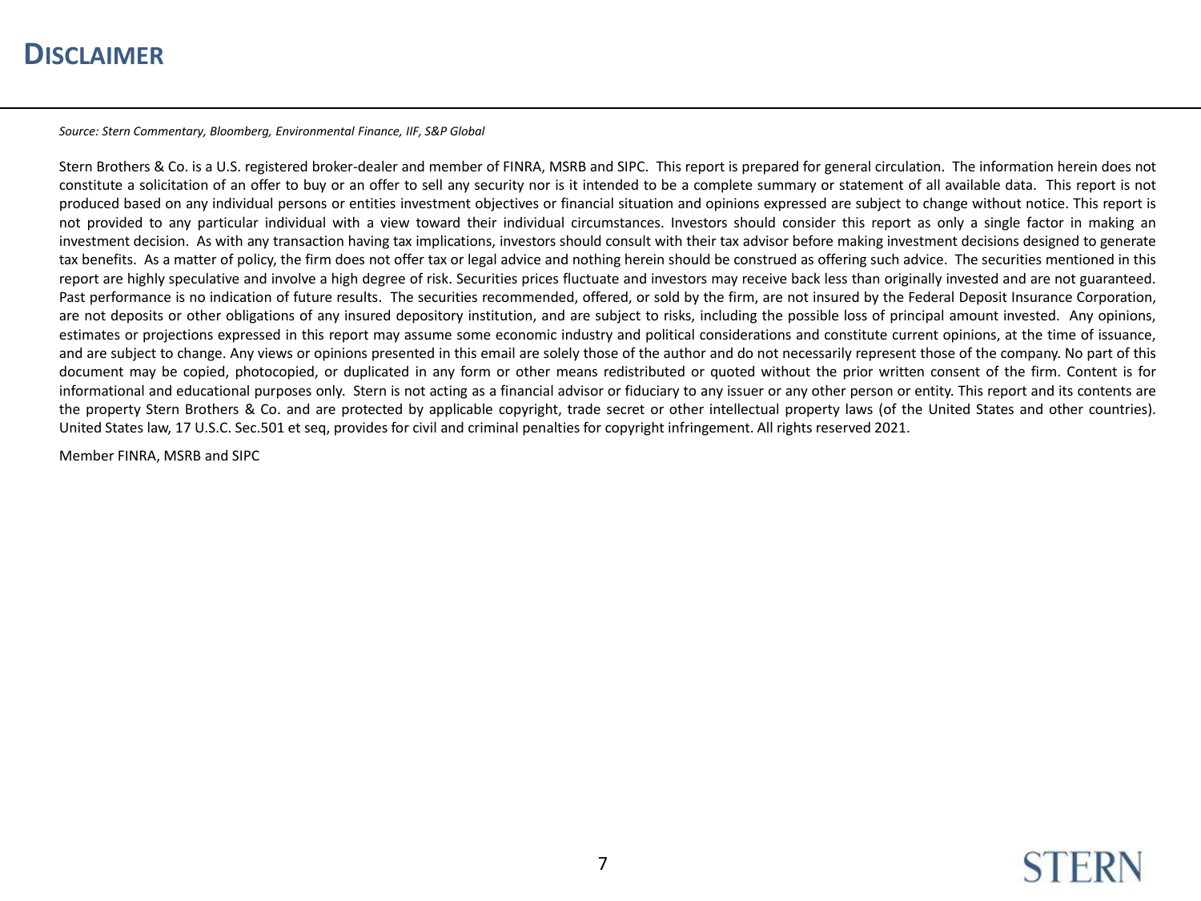# Disclaimer

*Source: Stern Commentary, Bloomberg, Environmental Finance, IIF, S&P Global*

Stern Brothers & Co. is a U.S. registered broker-dealer and member of FINRA, MSRB and SIPC. This report is prepared for general circulation. The information herein does not constitute a solicitation of an offer to buy or an offer to sell any security nor is it intended to be a complete summary or statement of all available data. This report is not produced based on any individual persons or entities investment objectives or financial situation and opinions expressed are subject to change without notice. This report is not provided to any particular individual with a view toward their individual circumstances. Investors should consider this report as only a single factor in making an investment decision. As with any transaction having tax implications, investors should consult with their tax advisor before making investment decisions designed to generate tax benefits. As a matter of policy, the firm does not offer tax or legal advice and nothing herein should be construed as offering such advice. The securities mentioned in this report are highly speculative and involve a high degree of risk. Securities prices fluctuate and investors may receive back less than originally invested and are not guaranteed. Past performance is no indication of future results. The securities recommended, offered, or sold by the firm, are not insured by the Federal Deposit Insurance Corporation, are not deposits or other obligations of any insured depository institution, and are subject to risks, including the possible loss of principal amount invested. Any opinions, estimates or projections expressed in this report may assume some economic industry and political considerations and constitute current opinions, at the time of issuance, and are subject to change. Any views or opinions presented in this email are solely those of the author and do not necessarily represent those of the company. No part of this document may be copied, photocopied, or duplicated in any form or other means redistributed or quoted without the prior written consent of the firm. Content is for informational and educational purposes only. Stern is not acting as a financial advisor or fiduciary to any issuer or any other person or entity. This report and its contents are the property Stern Brothers & Co. and are protected by applicable copyright, trade secret or other intellectual property laws (of the United States and other countries). United States law, 17 U.S.C. Sec.501 et seq, provides for civil and criminal penalties for copyright infringement. All rights reserved 2021.

Member FINRA, MSRB and SIPC

STERN